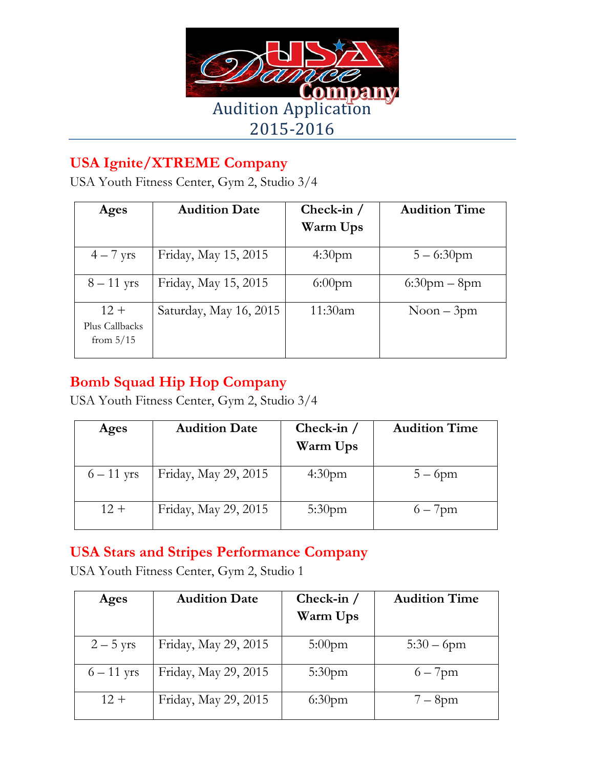# Audition Application 2015-2016

## USA Ignite/XTREME Company

USA Youth Fitness Center, Gym 2, Studio 3/4

| Ages | Audition Date | Check-in / Warm Ups | Audition Time |
|---|---|---|---|
| 4 – 7 yrs | Friday, May 15, 2015 | 4:30pm | 5 – 6:30pm |
| 8 – 11 yrs | Friday, May 15, 2015 | 6:00pm | 6:30pm – 8pm |
| 12 + Plus Callbacks from 5/15 | Saturday, May 16, 2015 | 11:30am | Noon – 3pm |

## Bomb Squad Hip Hop Company

USA Youth Fitness Center, Gym 2, Studio 3/4

| Ages | Audition Date | Check-in / Warm Ups | Audition Time |
|---|---|---|---|
| 6 – 11 yrs | Friday, May 29, 2015 | 4:30pm | 5 – 6pm |
| 12 + | Friday, May 29, 2015 | 5:30pm | 6 – 7pm |

## USA Stars and Stripes Performance Company

USA Youth Fitness Center, Gym 2, Studio 1

| Ages | Audition Date | Check-in / Warm Ups | Audition Time |
|---|---|---|---|
| 2 – 5 yrs | Friday, May 29, 2015 | 5:00pm | 5:30 – 6pm |
| 6 – 11 yrs | Friday, May 29, 2015 | 5:30pm | 6 – 7pm |
| 12 + | Friday, May 29, 2015 | 6:30pm | 7 – 8pm |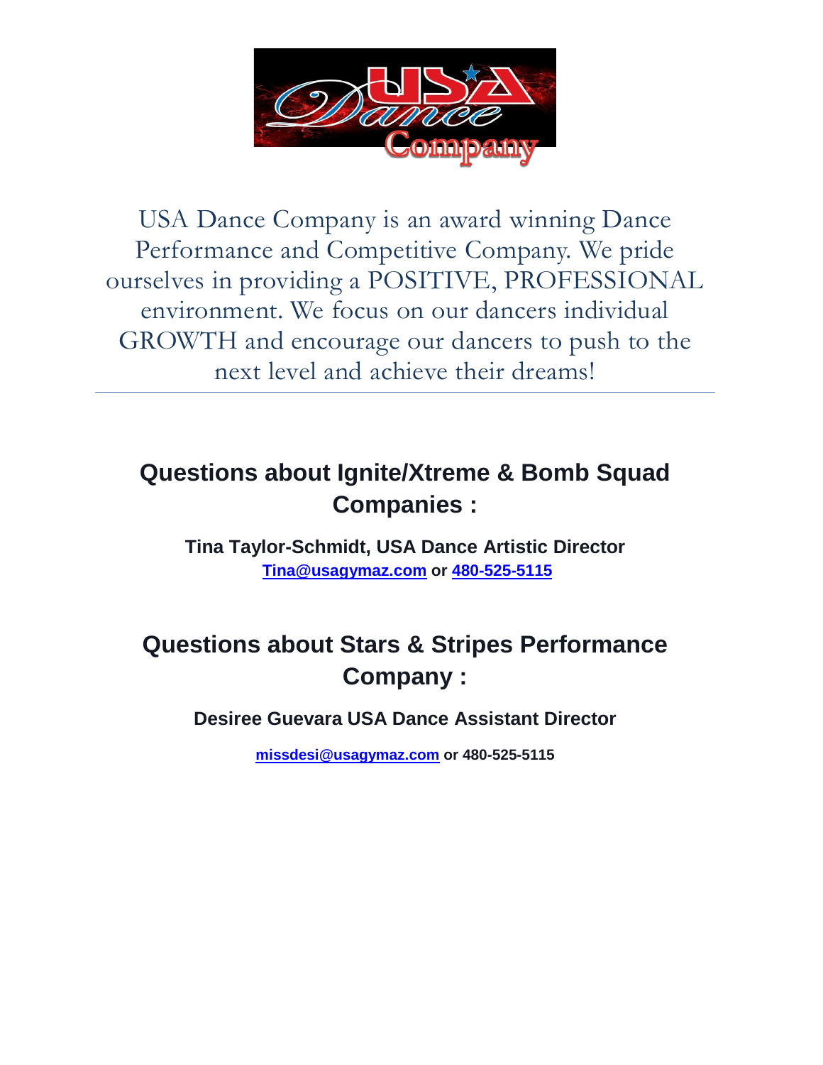USA Dance Company is an award winning Dance Performance and Competitive Company. We pride ourselves in providing a POSITIVE, PROFESSIONAL environment. We focus on our dancers individual GROWTH and encourage our dancers to push to the next level and achieve their dreams!

---

## Questions about Ignite/Xtreme & Bomb Squad Companies :

**Tina Taylor-Schmidt, USA Dance Artistic Director**
**Tina@usagymaz.com or 480-525-5115**

## Questions about Stars & Stripes Performance Company :

**Desiree Guevara USA Dance Assistant Director**

**missdesi@usagymaz.com or 480-525-5115**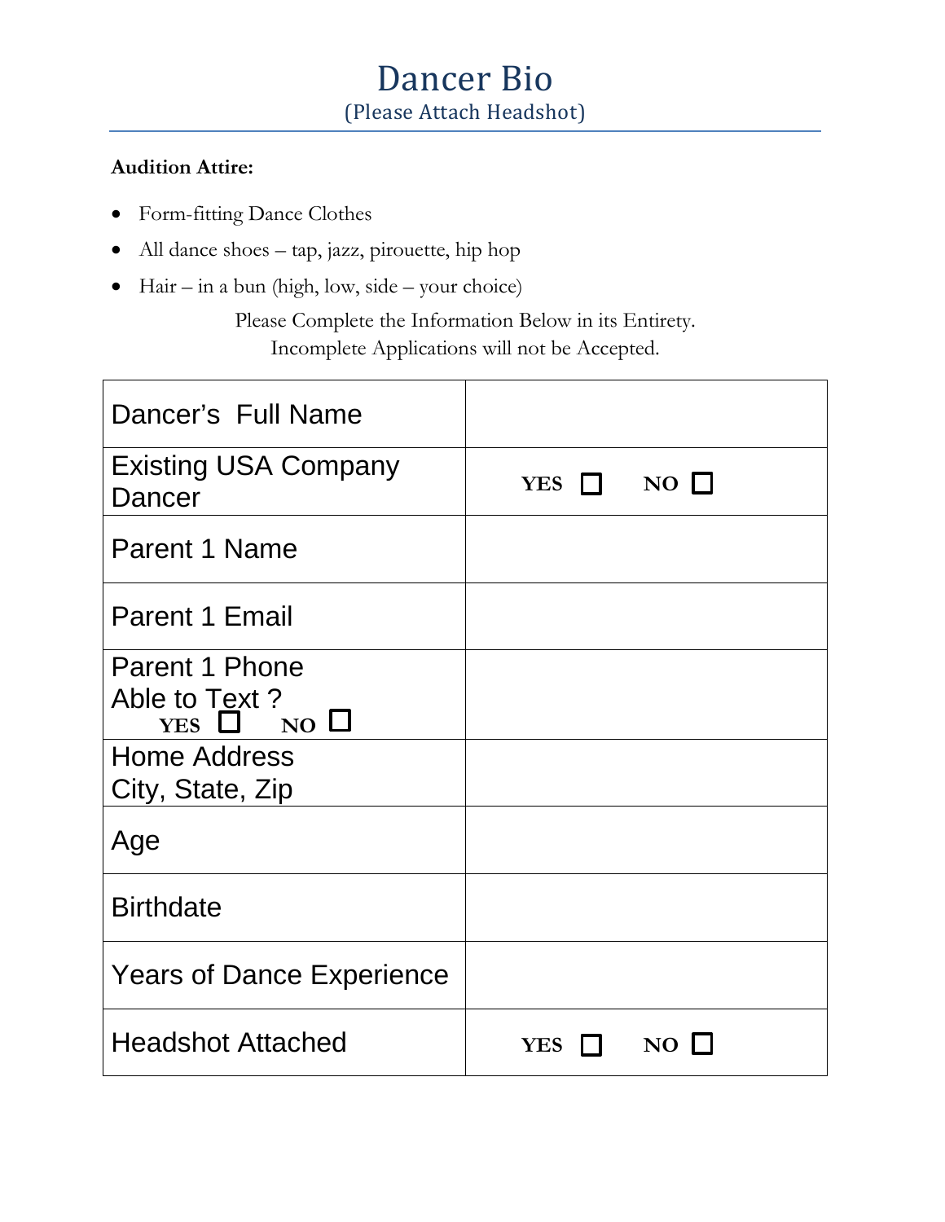# Dancer Bio

(Please Attach Headshot)

**Audition Attire:**

- Form-fitting Dance Clothes
- All dance shoes – tap, jazz, pirouette, hip hop
- Hair – in a bun (high, low, side – your choice)

Please Complete the Information Below in its Entirety.
Incomplete Applications will not be Accepted.

| Dancer's Full Name | |
|---|---|
| Existing USA Company Dancer | **YES** ☐ **NO** ☐ |
| Parent 1 Name | |
| Parent 1 Email | |
| Parent 1 Phone<br>Able to Text ?<br>**YES** ☐ **NO** ☐ | |
| Home Address<br>City, State, Zip | |
| Age | |
| Birthdate | |
| Years of Dance Experience | |
| Headshot Attached | **YES** ☐ **NO** ☐ |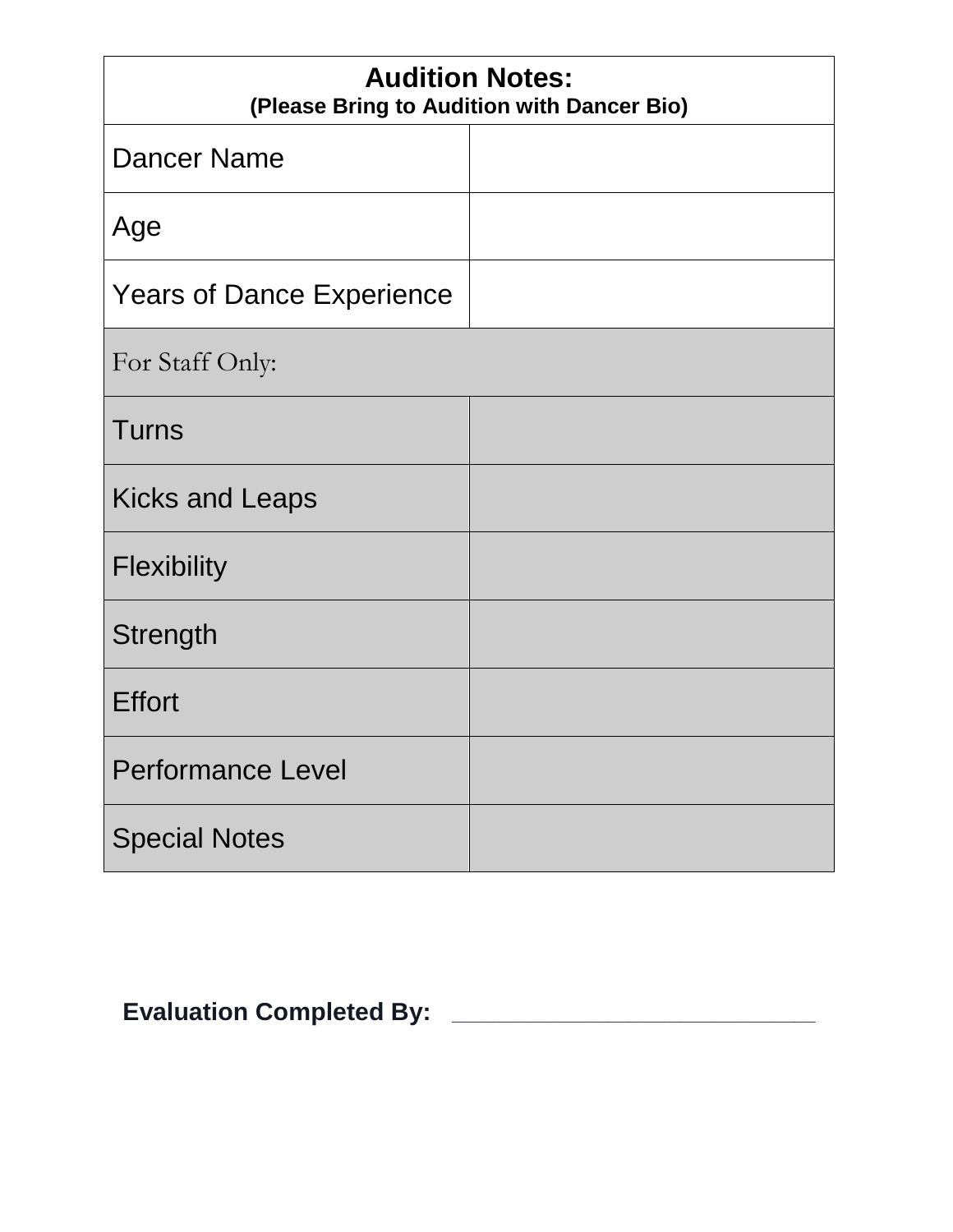| **Audition Notes:** (Please Bring to Audition with Dancer Bio) | |
|---|---|
| Dancer Name | |
| Age | |
| Years of Dance Experience | |
| For Staff Only: | |
| Turns | |
| Kicks and Leaps | |
| Flexibility | |
| Strength | |
| Effort | |
| Performance Level | |
| Special Notes | |

**Evaluation Completed By:** ______________________________